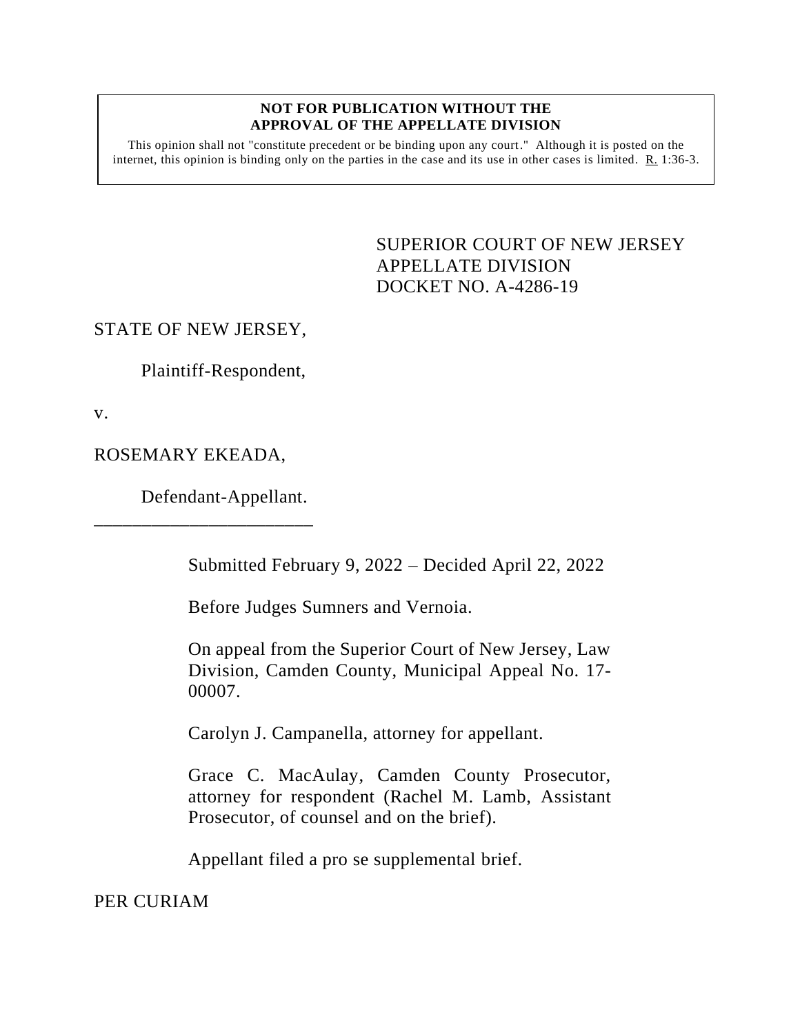**NOT FOR PUBLICATION WITHOUT THE APPROVAL OF THE APPELLATE DIVISION**

This opinion shall not "constitute precedent or be binding upon any court." Although it is posted on the internet, this opinion is binding only on the parties in the case and its use in other cases is limited. R. 1:36-3.

SUPERIOR COURT OF NEW JERSEY
APPELLATE DIVISION
DOCKET NO. A-4286-19

STATE OF NEW JERSEY,

Plaintiff-Respondent,

v.

ROSEMARY EKEADA,

Defendant-Appellant.

\_\_\_\_\_\_\_\_\_\_\_\_\_\_\_\_\_\_\_\_\_\_\_\_

Submitted February 9, 2022 – Decided April 22, 2022

Before Judges Sumners and Vernoia.

On appeal from the Superior Court of New Jersey, Law Division, Camden County, Municipal Appeal No. 17-00007.

Carolyn J. Campanella, attorney for appellant.

Grace C. MacAulay, Camden County Prosecutor, attorney for respondent (Rachel M. Lamb, Assistant Prosecutor, of counsel and on the brief).

Appellant filed a pro se supplemental brief.

PER CURIAM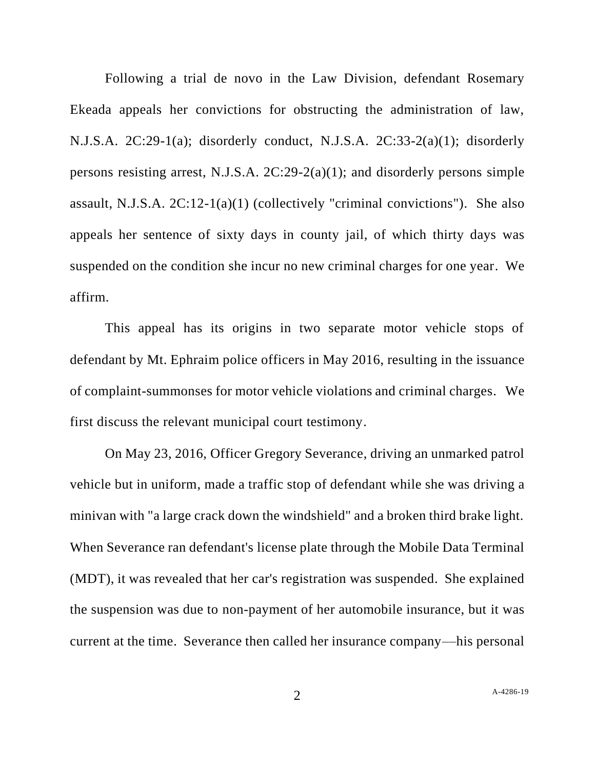Following a trial de novo in the Law Division, defendant Rosemary Ekeada appeals her convictions for obstructing the administration of law, N.J.S.A. 2C:29-1(a); disorderly conduct, N.J.S.A. 2C:33-2(a)(1); disorderly persons resisting arrest, N.J.S.A. 2C:29-2(a)(1); and disorderly persons simple assault, N.J.S.A. 2C:12-1(a)(1) (collectively "criminal convictions"). She also appeals her sentence of sixty days in county jail, of which thirty days was suspended on the condition she incur no new criminal charges for one year. We affirm.

This appeal has its origins in two separate motor vehicle stops of defendant by Mt. Ephraim police officers in May 2016, resulting in the issuance of complaint-summonses for motor vehicle violations and criminal charges. We first discuss the relevant municipal court testimony.

On May 23, 2016, Officer Gregory Severance, driving an unmarked patrol vehicle but in uniform, made a traffic stop of defendant while she was driving a minivan with "a large crack down the windshield" and a broken third brake light. When Severance ran defendant's license plate through the Mobile Data Terminal (MDT), it was revealed that her car's registration was suspended. She explained the suspension was due to non-payment of her automobile insurance, but it was current at the time. Severance then called her insurance company—his personal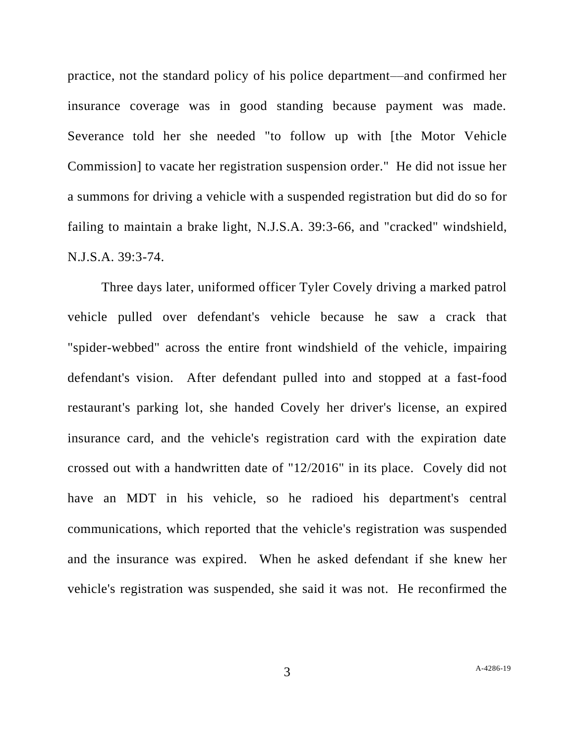practice, not the standard policy of his police department—and confirmed her insurance coverage was in good standing because payment was made. Severance told her she needed "to follow up with [the Motor Vehicle Commission] to vacate her registration suspension order." He did not issue her a summons for driving a vehicle with a suspended registration but did do so for failing to maintain a brake light, N.J.S.A. 39:3-66, and "cracked" windshield, N.J.S.A. 39:3-74.

Three days later, uniformed officer Tyler Covely driving a marked patrol vehicle pulled over defendant's vehicle because he saw a crack that "spider-webbed" across the entire front windshield of the vehicle, impairing defendant's vision. After defendant pulled into and stopped at a fast-food restaurant's parking lot, she handed Covely her driver's license, an expired insurance card, and the vehicle's registration card with the expiration date crossed out with a handwritten date of "12/2016" in its place. Covely did not have an MDT in his vehicle, so he radioed his department's central communications, which reported that the vehicle's registration was suspended and the insurance was expired. When he asked defendant if she knew her vehicle's registration was suspended, she said it was not. He reconfirmed the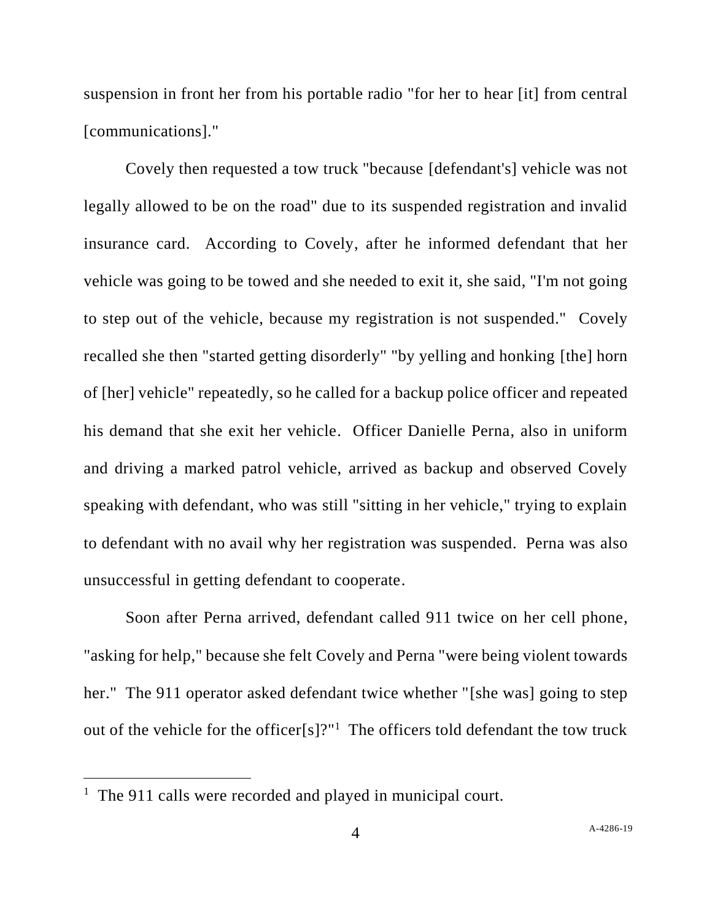suspension in front her from his portable radio "for her to hear [it] from central [communications]."

Covely then requested a tow truck "because [defendant's] vehicle was not legally allowed to be on the road" due to its suspended registration and invalid insurance card. According to Covely, after he informed defendant that her vehicle was going to be towed and she needed to exit it, she said, "I'm not going to step out of the vehicle, because my registration is not suspended." Covely recalled she then "started getting disorderly" "by yelling and honking [the] horn of [her] vehicle" repeatedly, so he called for a backup police officer and repeated his demand that she exit her vehicle. Officer Danielle Perna, also in uniform and driving a marked patrol vehicle, arrived as backup and observed Covely speaking with defendant, who was still "sitting in her vehicle," trying to explain to defendant with no avail why her registration was suspended. Perna was also unsuccessful in getting defendant to cooperate.

Soon after Perna arrived, defendant called 911 twice on her cell phone, "asking for help," because she felt Covely and Perna "were being violent towards her." The 911 operator asked defendant twice whether "[she was] going to step out of the vehicle for the officer[s]?"[1] The officers told defendant the tow truck

[1] The 911 calls were recorded and played in municipal court.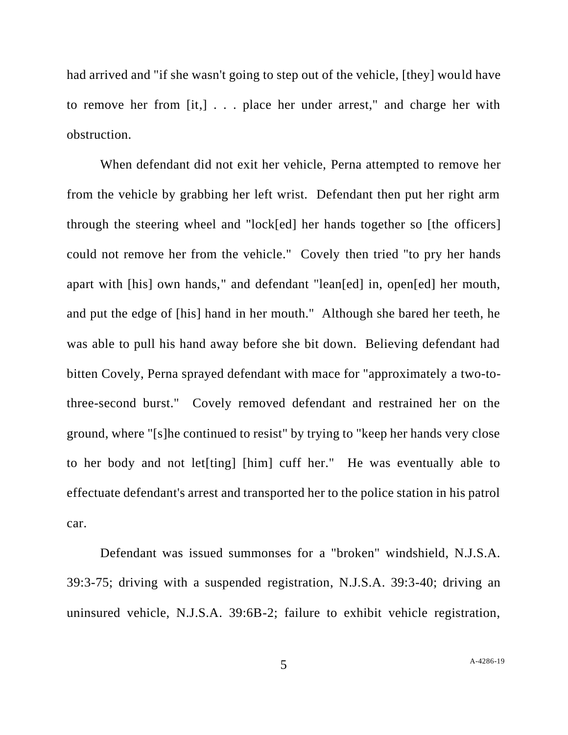had arrived and "if she wasn't going to step out of the vehicle, [they] would have to remove her from [it,] . . . place her under arrest," and charge her with obstruction.

When defendant did not exit her vehicle, Perna attempted to remove her from the vehicle by grabbing her left wrist. Defendant then put her right arm through the steering wheel and "lock[ed] her hands together so [the officers] could not remove her from the vehicle." Covely then tried "to pry her hands apart with [his] own hands," and defendant "lean[ed] in, open[ed] her mouth, and put the edge of [his] hand in her mouth." Although she bared her teeth, he was able to pull his hand away before she bit down. Believing defendant had bitten Covely, Perna sprayed defendant with mace for "approximately a two-to-three-second burst." Covely removed defendant and restrained her on the ground, where "[s]he continued to resist" by trying to "keep her hands very close to her body and not let[ting] [him] cuff her." He was eventually able to effectuate defendant's arrest and transported her to the police station in his patrol car.

Defendant was issued summonses for a "broken" windshield, N.J.S.A. 39:3-75; driving with a suspended registration, N.J.S.A. 39:3-40; driving an uninsured vehicle, N.J.S.A. 39:6B-2; failure to exhibit vehicle registration,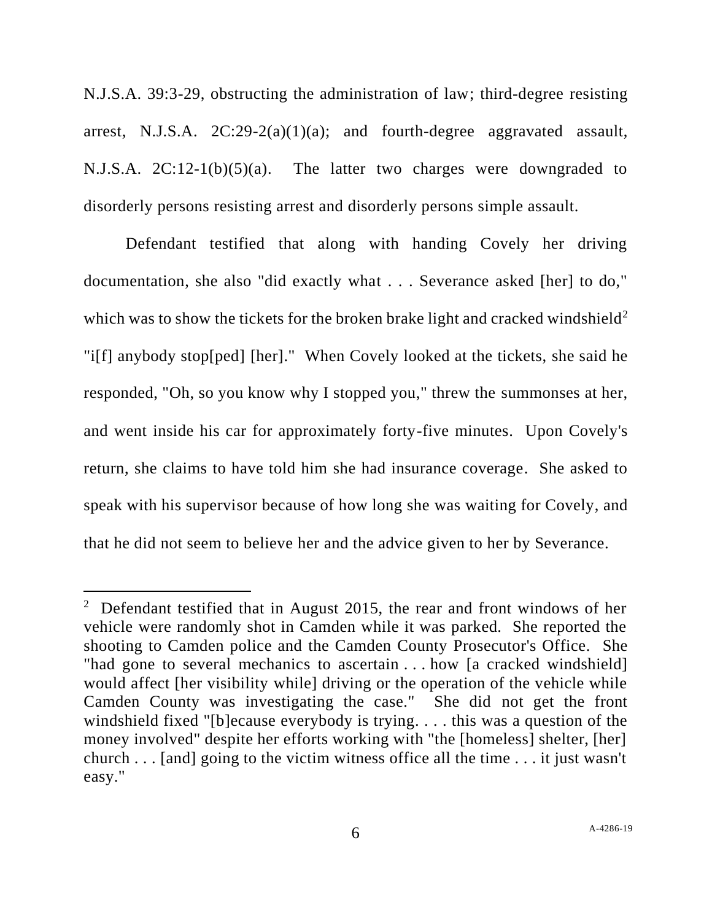N.J.S.A. 39:3-29, obstructing the administration of law; third-degree resisting arrest, N.J.S.A. 2C:29-2(a)(1)(a); and fourth-degree aggravated assault, N.J.S.A. 2C:12-1(b)(5)(a). The latter two charges were downgraded to disorderly persons resisting arrest and disorderly persons simple assault.

Defendant testified that along with handing Covely her driving documentation, she also "did exactly what . . . Severance asked [her] to do," which was to show the tickets for the broken brake light and cracked windshield[2] "i[f] anybody stop[ped] [her]." When Covely looked at the tickets, she said he responded, "Oh, so you know why I stopped you," threw the summonses at her, and went inside his car for approximately forty-five minutes. Upon Covely's return, she claims to have told him she had insurance coverage. She asked to speak with his supervisor because of how long she was waiting for Covely, and that he did not seem to believe her and the advice given to her by Severance.

---

[2] Defendant testified that in August 2015, the rear and front windows of her vehicle were randomly shot in Camden while it was parked. She reported the shooting to Camden police and the Camden County Prosecutor's Office. She "had gone to several mechanics to ascertain . . . how [a cracked windshield] would affect [her visibility while] driving or the operation of the vehicle while Camden County was investigating the case." She did not get the front windshield fixed "[b]ecause everybody is trying. . . . this was a question of the money involved" despite her efforts working with "the [homeless] shelter, [her] church . . . [and] going to the victim witness office all the time . . . it just wasn't easy."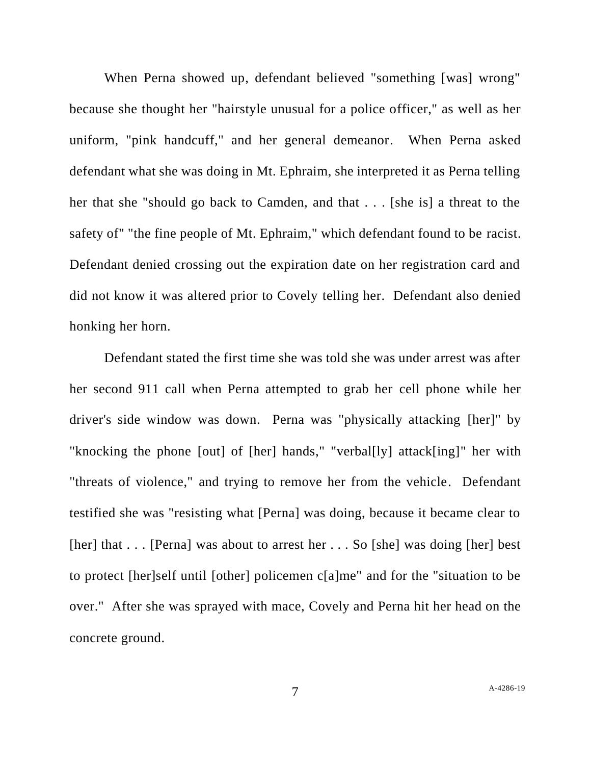When Perna showed up, defendant believed "something [was] wrong" because she thought her "hairstyle unusual for a police officer," as well as her uniform, "pink handcuff," and her general demeanor. When Perna asked defendant what she was doing in Mt. Ephraim, she interpreted it as Perna telling her that she "should go back to Camden, and that . . . [she is] a threat to the safety of" "the fine people of Mt. Ephraim," which defendant found to be racist. Defendant denied crossing out the expiration date on her registration card and did not know it was altered prior to Covely telling her. Defendant also denied honking her horn.

Defendant stated the first time she was told she was under arrest was after her second 911 call when Perna attempted to grab her cell phone while her driver's side window was down. Perna was "physically attacking [her]" by "knocking the phone [out] of [her] hands," "verbal[ly] attack[ing]" her with "threats of violence," and trying to remove her from the vehicle. Defendant testified she was "resisting what [Perna] was doing, because it became clear to [her] that . . . [Perna] was about to arrest her . . . So [she] was doing [her] best to protect [her]self until [other] policemen c[a]me" and for the "situation to be over." After she was sprayed with mace, Covely and Perna hit her head on the concrete ground.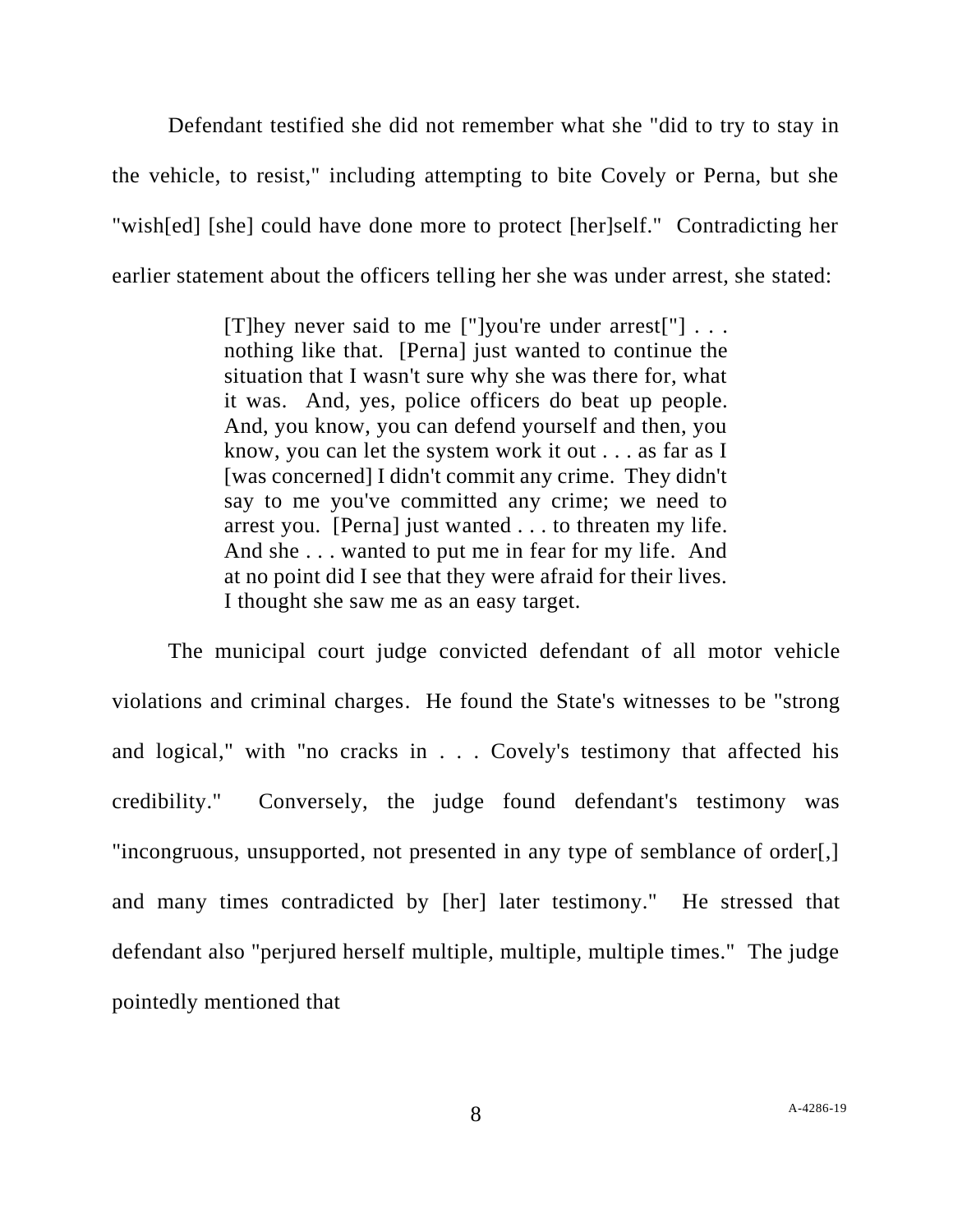Defendant testified she did not remember what she "did to try to stay in the vehicle, to resist," including attempting to bite Covely or Perna, but she "wish[ed] [she] could have done more to protect [her]self." Contradicting her earlier statement about the officers telling her she was under arrest, she stated:

> [T]hey never said to me ["]you're under arrest["] . . . nothing like that. [Perna] just wanted to continue the situation that I wasn't sure why she was there for, what it was. And, yes, police officers do beat up people. And, you know, you can defend yourself and then, you know, you can let the system work it out . . . as far as I [was concerned] I didn't commit any crime. They didn't say to me you've committed any crime; we need to arrest you. [Perna] just wanted . . . to threaten my life. And she . . . wanted to put me in fear for my life. And at no point did I see that they were afraid for their lives. I thought she saw me as an easy target.

The municipal court judge convicted defendant of all motor vehicle violations and criminal charges. He found the State's witnesses to be "strong and logical," with "no cracks in . . . Covely's testimony that affected his credibility." Conversely, the judge found defendant's testimony was "incongruous, unsupported, not presented in any type of semblance of order[,] and many times contradicted by [her] later testimony." He stressed that defendant also "perjured herself multiple, multiple, multiple times." The judge pointedly mentioned that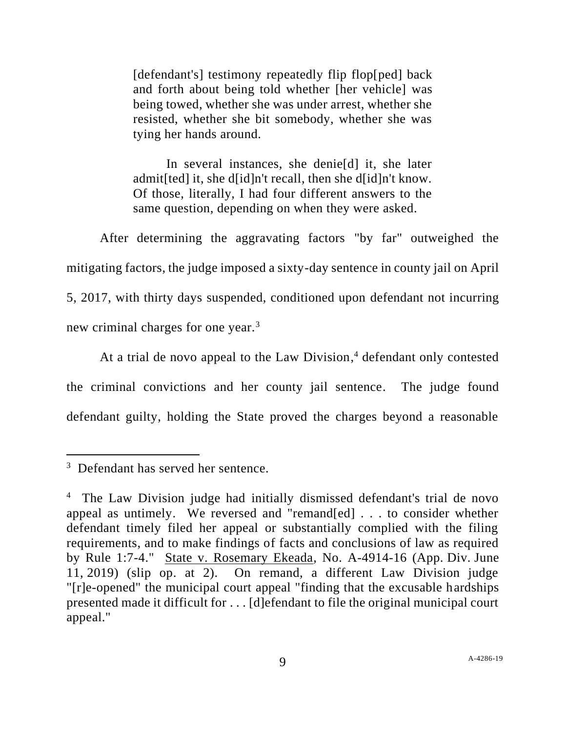> [defendant's] testimony repeatedly flip flop[ped] back and forth about being told whether [her vehicle] was being towed, whether she was under arrest, whether she resisted, whether she bit somebody, whether she was tying her hands around.
>
> In several instances, she denie[d] it, she later admit[ted] it, she d[id]n't recall, then she d[id]n't know. Of those, literally, I had four different answers to the same question, depending on when they were asked.

After determining the aggravating factors "by far" outweighed the mitigating factors, the judge imposed a sixty-day sentence in county jail on April 5, 2017, with thirty days suspended, conditioned upon defendant not incurring new criminal charges for one year.[3]

At a trial de novo appeal to the Law Division,[4] defendant only contested the criminal convictions and her county jail sentence. The judge found defendant guilty, holding the State proved the charges beyond a reasonable

---

[3] Defendant has served her sentence.

[4] The Law Division judge had initially dismissed defendant's trial de novo appeal as untimely. We reversed and "remand[ed] . . . to consider whether defendant timely filed her appeal or substantially complied with the filing requirements, and to make findings of facts and conclusions of law as required by Rule 1:7-4." State v. Rosemary Ekeada, No. A-4914-16 (App. Div. June 11, 2019) (slip op. at 2). On remand, a different Law Division judge "[r]e-opened" the municipal court appeal "finding that the excusable hardships presented made it difficult for . . . [d]efendant to file the original municipal court appeal."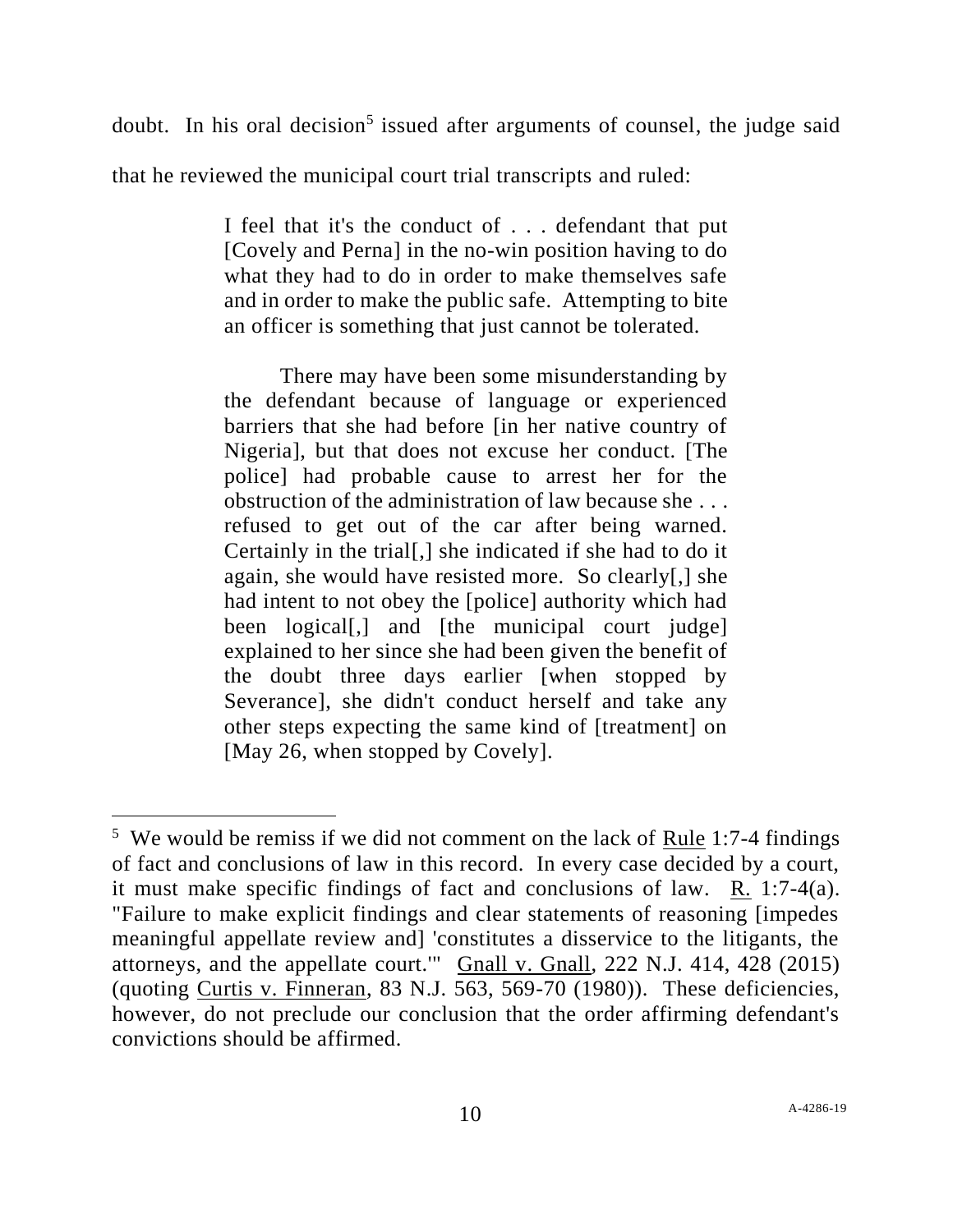doubt. In his oral decision[5] issued after arguments of counsel, the judge said that he reviewed the municipal court trial transcripts and ruled:

> I feel that it's the conduct of . . . defendant that put [Covely and Perna] in the no-win position having to do what they had to do in order to make themselves safe and in order to make the public safe. Attempting to bite an officer is something that just cannot be tolerated.
>
> There may have been some misunderstanding by the defendant because of language or experienced barriers that she had before [in her native country of Nigeria], but that does not excuse her conduct. [The police] had probable cause to arrest her for the obstruction of the administration of law because she . . . refused to get out of the car after being warned. Certainly in the trial[,] she indicated if she had to do it again, she would have resisted more. So clearly[,] she had intent to not obey the [police] authority which had been logical[,] and [the municipal court judge] explained to her since she had been given the benefit of the doubt three days earlier [when stopped by Severance], she didn't conduct herself and take any other steps expecting the same kind of [treatment] on [May 26, when stopped by Covely].

---

[5] We would be remiss if we did not comment on the lack of Rule 1:7-4 findings of fact and conclusions of law in this record. In every case decided by a court, it must make specific findings of fact and conclusions of law. R. 1:7-4(a). "Failure to make explicit findings and clear statements of reasoning [impedes meaningful appellate review and] 'constitutes a disservice to the litigants, the attorneys, and the appellate court.'" Gnall v. Gnall, 222 N.J. 414, 428 (2015) (quoting Curtis v. Finneran, 83 N.J. 563, 569-70 (1980)). These deficiencies, however, do not preclude our conclusion that the order affirming defendant's convictions should be affirmed.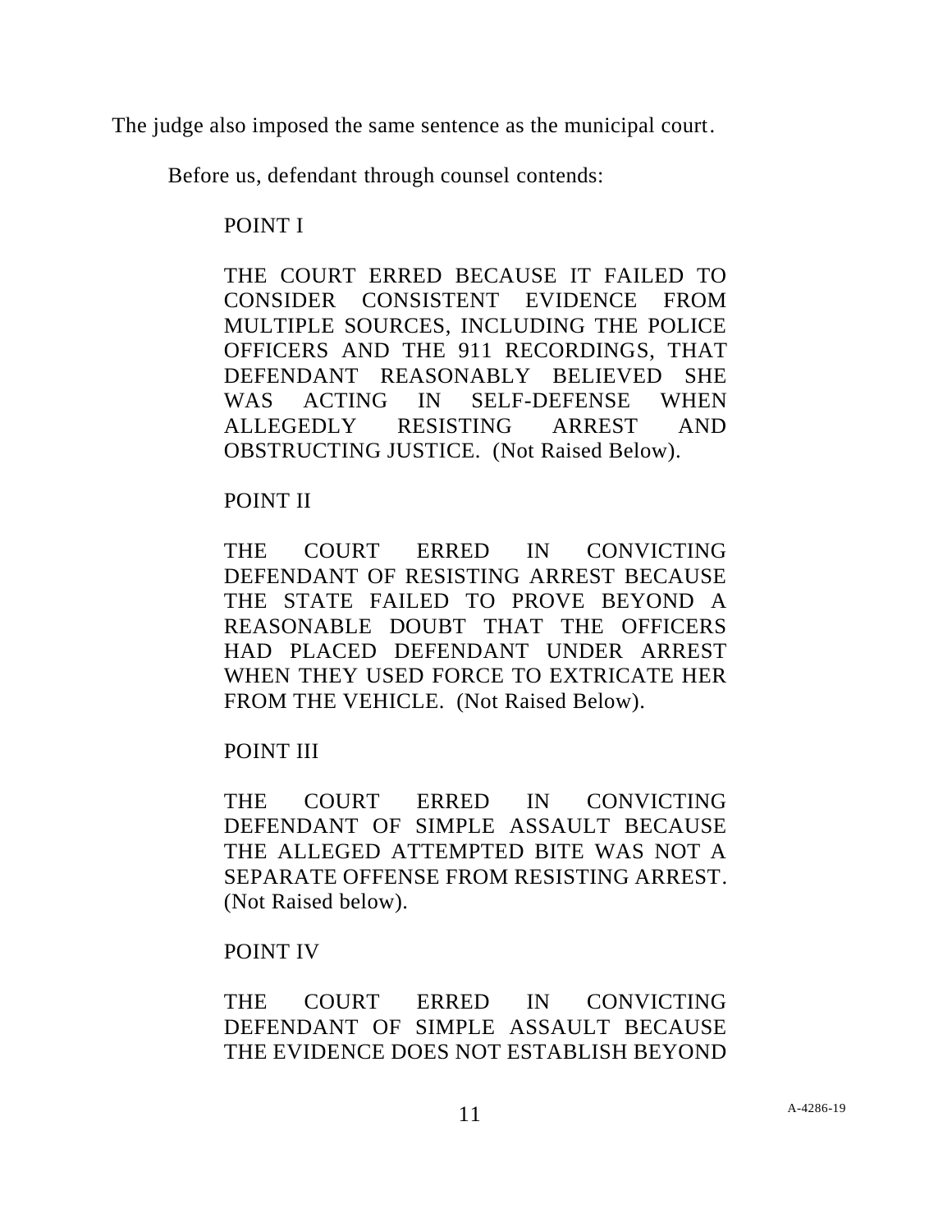The judge also imposed the same sentence as the municipal court.

Before us, defendant through counsel contends:

> POINT I
>
> THE COURT ERRED BECAUSE IT FAILED TO CONSIDER CONSISTENT EVIDENCE FROM MULTIPLE SOURCES, INCLUDING THE POLICE OFFICERS AND THE 911 RECORDINGS, THAT DEFENDANT REASONABLY BELIEVED SHE WAS ACTING IN SELF-DEFENSE WHEN ALLEGEDLY RESISTING ARREST AND OBSTRUCTING JUSTICE. (Not Raised Below).
>
> POINT II
>
> THE COURT ERRED IN CONVICTING DEFENDANT OF RESISTING ARREST BECAUSE THE STATE FAILED TO PROVE BEYOND A REASONABLE DOUBT THAT THE OFFICERS HAD PLACED DEFENDANT UNDER ARREST WHEN THEY USED FORCE TO EXTRICATE HER FROM THE VEHICLE. (Not Raised Below).
>
> POINT III
>
> THE COURT ERRED IN CONVICTING DEFENDANT OF SIMPLE ASSAULT BECAUSE THE ALLEGED ATTEMPTED BITE WAS NOT A SEPARATE OFFENSE FROM RESISTING ARREST. (Not Raised below).
>
> POINT IV
>
> THE COURT ERRED IN CONVICTING DEFENDANT OF SIMPLE ASSAULT BECAUSE THE EVIDENCE DOES NOT ESTABLISH BEYOND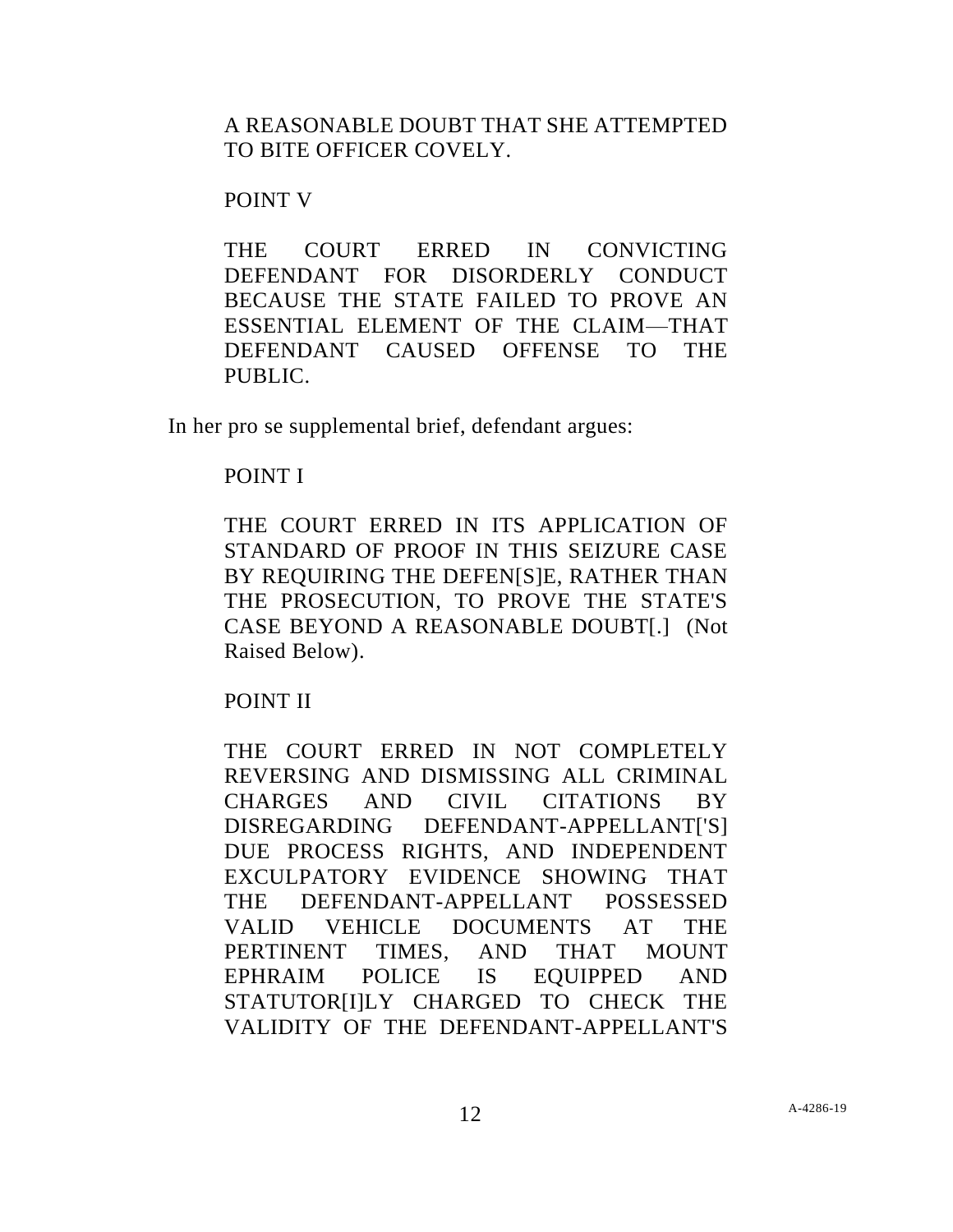A REASONABLE DOUBT THAT SHE ATTEMPTED TO BITE OFFICER COVELY.

POINT V

THE COURT ERRED IN CONVICTING DEFENDANT FOR DISORDERLY CONDUCT BECAUSE THE STATE FAILED TO PROVE AN ESSENTIAL ELEMENT OF THE CLAIM—THAT DEFENDANT CAUSED OFFENSE TO THE PUBLIC.

In her pro se supplemental brief, defendant argues:

POINT I

THE COURT ERRED IN ITS APPLICATION OF STANDARD OF PROOF IN THIS SEIZURE CASE BY REQUIRING THE DEFEN[S]E, RATHER THAN THE PROSECUTION, TO PROVE THE STATE'S CASE BEYOND A REASONABLE DOUBT[.] (Not Raised Below).

POINT II

THE COURT ERRED IN NOT COMPLETELY REVERSING AND DISMISSING ALL CRIMINAL CHARGES AND CIVIL CITATIONS BY DISREGARDING DEFENDANT-APPELLANT['S] DUE PROCESS RIGHTS, AND INDEPENDENT EXCULPATORY EVIDENCE SHOWING THAT THE DEFENDANT-APPELLANT POSSESSED VALID VEHICLE DOCUMENTS AT THE PERTINENT TIMES, AND THAT MOUNT EPHRAIM POLICE IS EQUIPPED AND STATUTOR[I]LY CHARGED TO CHECK THE VALIDITY OF THE DEFENDANT-APPELLANT'S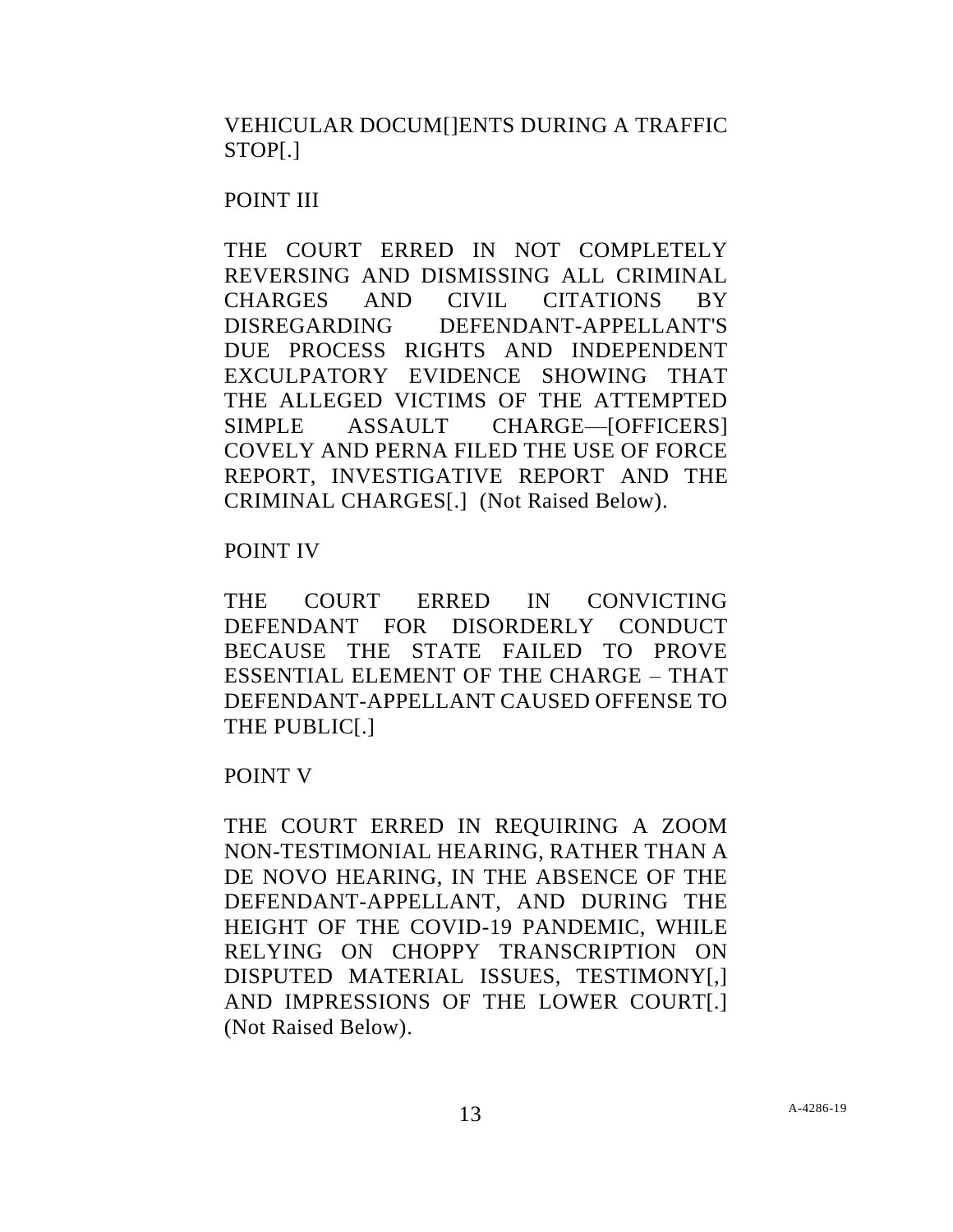VEHICULAR DOCUM[]ENTS DURING A TRAFFIC STOP[.]

POINT III

THE COURT ERRED IN NOT COMPLETELY REVERSING AND DISMISSING ALL CRIMINAL CHARGES AND CIVIL CITATIONS BY DISREGARDING DEFENDANT-APPELLANT'S DUE PROCESS RIGHTS AND INDEPENDENT EXCULPATORY EVIDENCE SHOWING THAT THE ALLEGED VICTIMS OF THE ATTEMPTED SIMPLE ASSAULT CHARGE—[OFFICERS] COVELY AND PERNA FILED THE USE OF FORCE REPORT, INVESTIGATIVE REPORT AND THE CRIMINAL CHARGES[.] (Not Raised Below).

POINT IV

THE COURT ERRED IN CONVICTING DEFENDANT FOR DISORDERLY CONDUCT BECAUSE THE STATE FAILED TO PROVE ESSENTIAL ELEMENT OF THE CHARGE – THAT DEFENDANT-APPELLANT CAUSED OFFENSE TO THE PUBLIC[.]

POINT V

THE COURT ERRED IN REQUIRING A ZOOM NON-TESTIMONIAL HEARING, RATHER THAN A DE NOVO HEARING, IN THE ABSENCE OF THE DEFENDANT-APPELLANT, AND DURING THE HEIGHT OF THE COVID-19 PANDEMIC, WHILE RELYING ON CHOPPY TRANSCRIPTION ON DISPUTED MATERIAL ISSUES, TESTIMONY[,] AND IMPRESSIONS OF THE LOWER COURT[.] (Not Raised Below).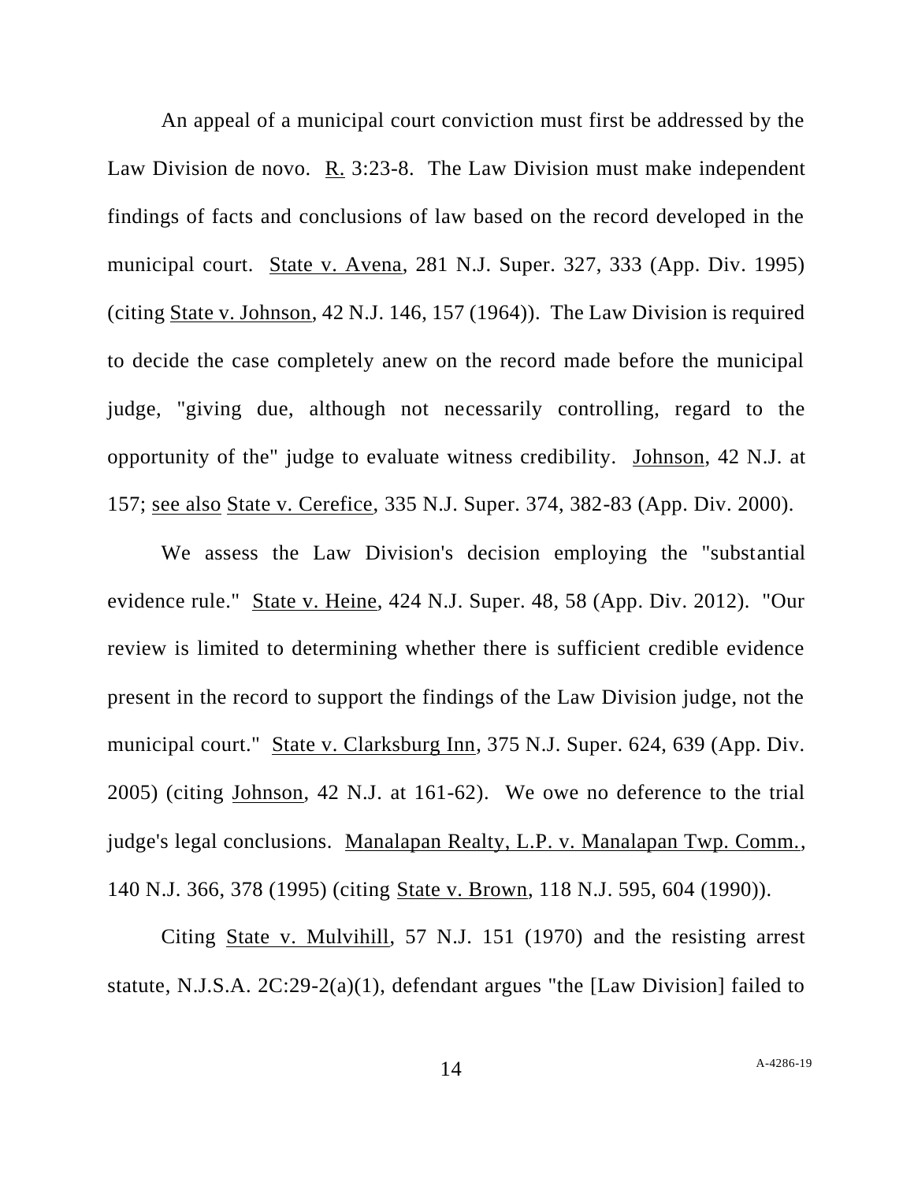An appeal of a municipal court conviction must first be addressed by the Law Division de novo. R. 3:23-8. The Law Division must make independent findings of facts and conclusions of law based on the record developed in the municipal court. State v. Avena, 281 N.J. Super. 327, 333 (App. Div. 1995) (citing State v. Johnson, 42 N.J. 146, 157 (1964)). The Law Division is required to decide the case completely anew on the record made before the municipal judge, "giving due, although not necessarily controlling, regard to the opportunity of the" judge to evaluate witness credibility. Johnson, 42 N.J. at 157; see also State v. Cerefice, 335 N.J. Super. 374, 382-83 (App. Div. 2000).

We assess the Law Division's decision employing the "substantial evidence rule." State v. Heine, 424 N.J. Super. 48, 58 (App. Div. 2012). "Our review is limited to determining whether there is sufficient credible evidence present in the record to support the findings of the Law Division judge, not the municipal court." State v. Clarksburg Inn, 375 N.J. Super. 624, 639 (App. Div. 2005) (citing Johnson, 42 N.J. at 161-62). We owe no deference to the trial judge's legal conclusions. Manalapan Realty, L.P. v. Manalapan Twp. Comm., 140 N.J. 366, 378 (1995) (citing State v. Brown, 118 N.J. 595, 604 (1990)).

Citing State v. Mulvihill, 57 N.J. 151 (1970) and the resisting arrest statute, N.J.S.A. 2C:29-2(a)(1), defendant argues "the [Law Division] failed to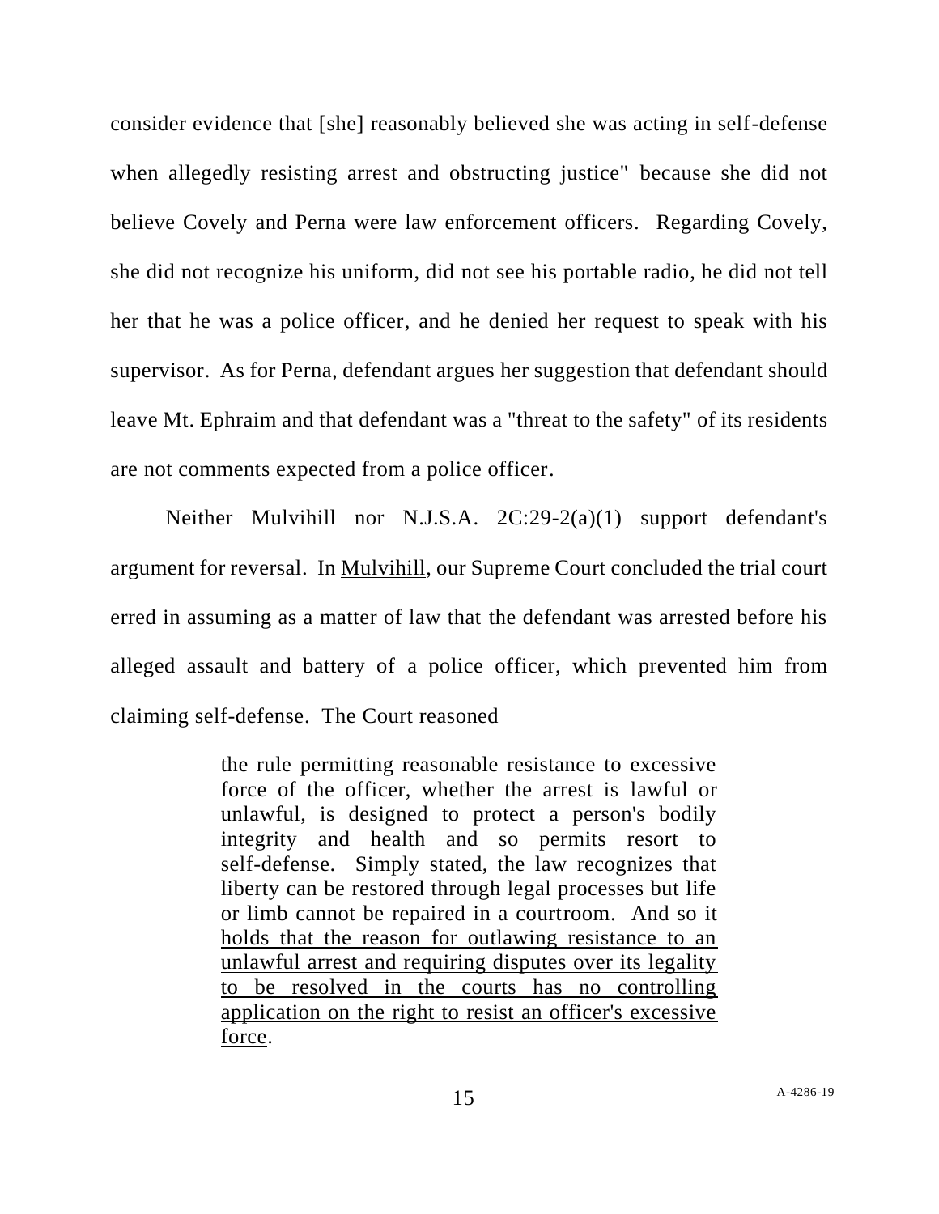consider evidence that [she] reasonably believed she was acting in self-defense when allegedly resisting arrest and obstructing justice" because she did not believe Covely and Perna were law enforcement officers. Regarding Covely, she did not recognize his uniform, did not see his portable radio, he did not tell her that he was a police officer, and he denied her request to speak with his supervisor. As for Perna, defendant argues her suggestion that defendant should leave Mt. Ephraim and that defendant was a "threat to the safety" of its residents are not comments expected from a police officer.

Neither <u>Mulvihill</u> nor N.J.S.A. 2C:29-2(a)(1) support defendant's argument for reversal. In <u>Mulvihill</u>, our Supreme Court concluded the trial court erred in assuming as a matter of law that the defendant was arrested before his alleged assault and battery of a police officer, which prevented him from claiming self-defense. The Court reasoned

> the rule permitting reasonable resistance to excessive force of the officer, whether the arrest is lawful or unlawful, is designed to protect a person's bodily integrity and health and so permits resort to self-defense. Simply stated, the law recognizes that liberty can be restored through legal processes but life or limb cannot be repaired in a courtroom. <u>And so it holds that the reason for outlawing resistance to an unlawful arrest and requiring disputes over its legality to be resolved in the courts has no controlling application on the right to resist an officer's excessive force</u>.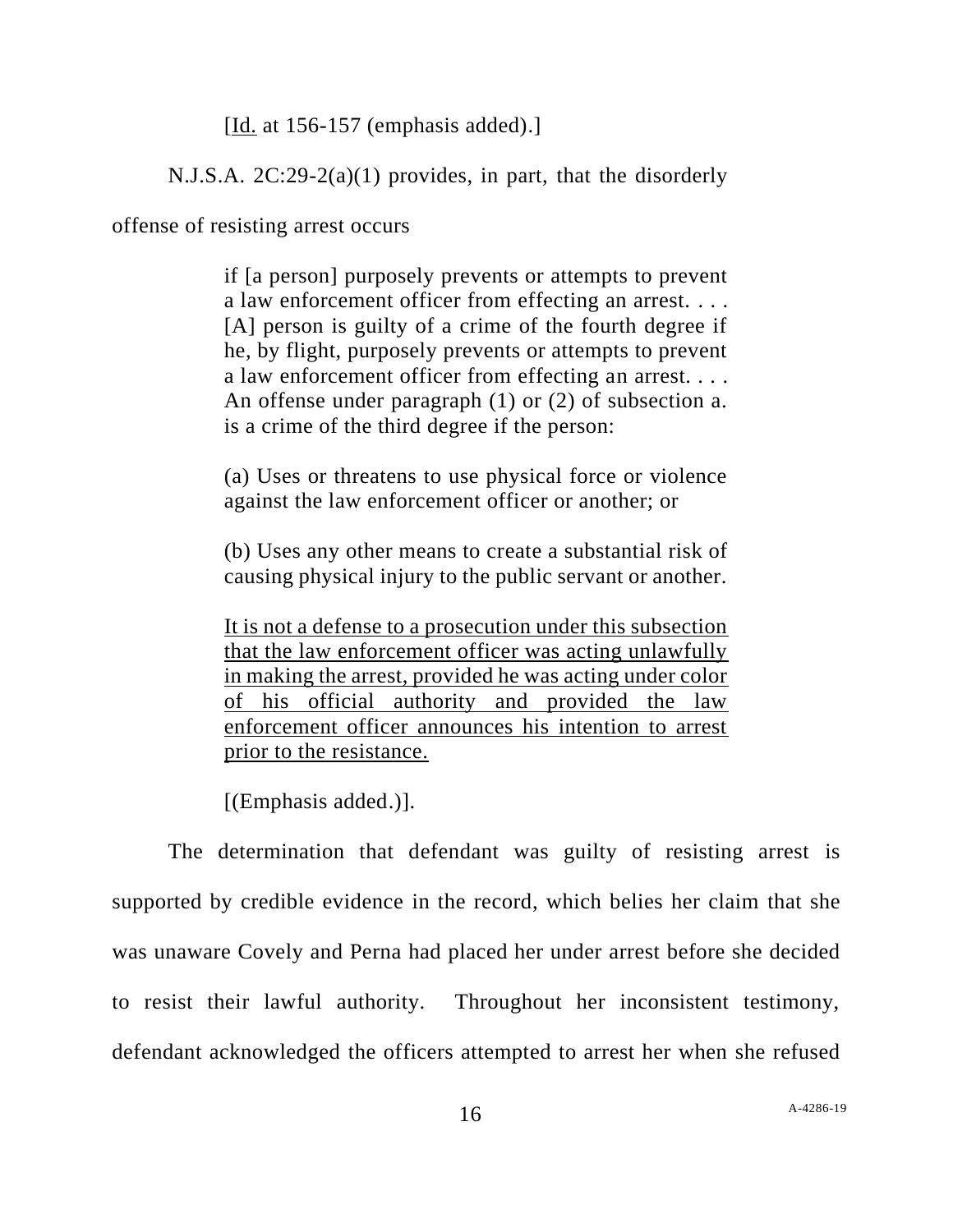[Id. at 156-157 (emphasis added).]

N.J.S.A. 2C:29-2(a)(1) provides, in part, that the disorderly offense of resisting arrest occurs

> if [a person] purposely prevents or attempts to prevent a law enforcement officer from effecting an arrest. . . . [A] person is guilty of a crime of the fourth degree if he, by flight, purposely prevents or attempts to prevent a law enforcement officer from effecting an arrest. . . . An offense under paragraph (1) or (2) of subsection a. is a crime of the third degree if the person:
>
> (a) Uses or threatens to use physical force or violence against the law enforcement officer or another; or
>
> (b) Uses any other means to create a substantial risk of causing physical injury to the public servant or another.
>
> <u>It is not a defense to a prosecution under this subsection that the law enforcement officer was acting unlawfully in making the arrest, provided he was acting under color of his official authority and provided the law enforcement officer announces his intention to arrest prior to the resistance.</u>
>
> [(Emphasis added.)].

The determination that defendant was guilty of resisting arrest is supported by credible evidence in the record, which belies her claim that she was unaware Covely and Perna had placed her under arrest before she decided to resist their lawful authority. Throughout her inconsistent testimony, defendant acknowledged the officers attempted to arrest her when she refused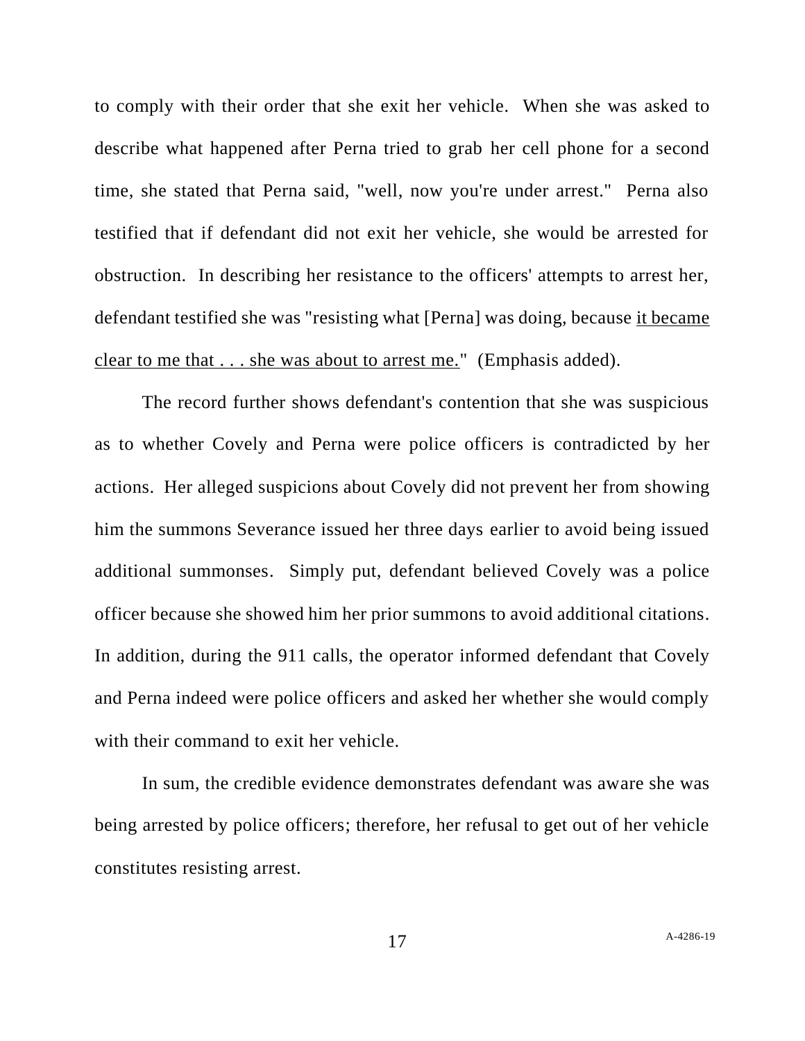to comply with their order that she exit her vehicle. When she was asked to describe what happened after Perna tried to grab her cell phone for a second time, she stated that Perna said, "well, now you're under arrest." Perna also testified that if defendant did not exit her vehicle, she would be arrested for obstruction. In describing her resistance to the officers' attempts to arrest her, defendant testified she was "resisting what [Perna] was doing, because <u>it became clear to me that . . . she was about to arrest me.</u>" (Emphasis added).

The record further shows defendant's contention that she was suspicious as to whether Covely and Perna were police officers is contradicted by her actions. Her alleged suspicions about Covely did not prevent her from showing him the summons Severance issued her three days earlier to avoid being issued additional summonses. Simply put, defendant believed Covely was a police officer because she showed him her prior summons to avoid additional citations. In addition, during the 911 calls, the operator informed defendant that Covely and Perna indeed were police officers and asked her whether she would comply with their command to exit her vehicle.

In sum, the credible evidence demonstrates defendant was aware she was being arrested by police officers; therefore, her refusal to get out of her vehicle constitutes resisting arrest.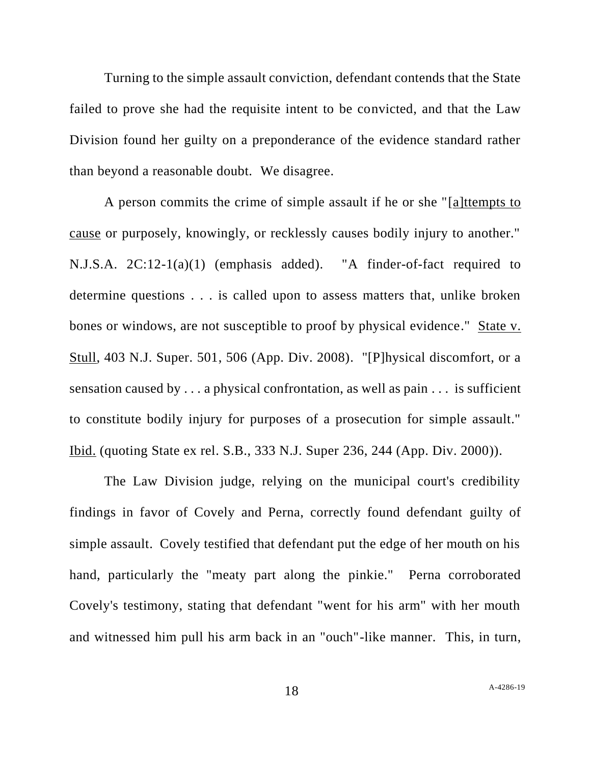Turning to the simple assault conviction, defendant contends that the State failed to prove she had the requisite intent to be convicted, and that the Law Division found her guilty on a preponderance of the evidence standard rather than beyond a reasonable doubt. We disagree.

A person commits the crime of simple assault if he or she "<u>[a]ttempts to cause</u> or purposely, knowingly, or recklessly causes bodily injury to another." N.J.S.A. 2C:12-1(a)(1) (emphasis added). "A finder-of-fact required to determine questions . . . is called upon to assess matters that, unlike broken bones or windows, are not susceptible to proof by physical evidence." <u>State v. Stull</u>, 403 N.J. Super. 501, 506 (App. Div. 2008). "[P]hysical discomfort, or a sensation caused by . . . a physical confrontation, as well as pain . . . is sufficient to constitute bodily injury for purposes of a prosecution for simple assault." <u>Ibid.</u> (quoting State ex rel. S.B., 333 N.J. Super 236, 244 (App. Div. 2000)).

The Law Division judge, relying on the municipal court's credibility findings in favor of Covely and Perna, correctly found defendant guilty of simple assault. Covely testified that defendant put the edge of her mouth on his hand, particularly the "meaty part along the pinkie." Perna corroborated Covely's testimony, stating that defendant "went for his arm" with her mouth and witnessed him pull his arm back in an "ouch"-like manner. This, in turn,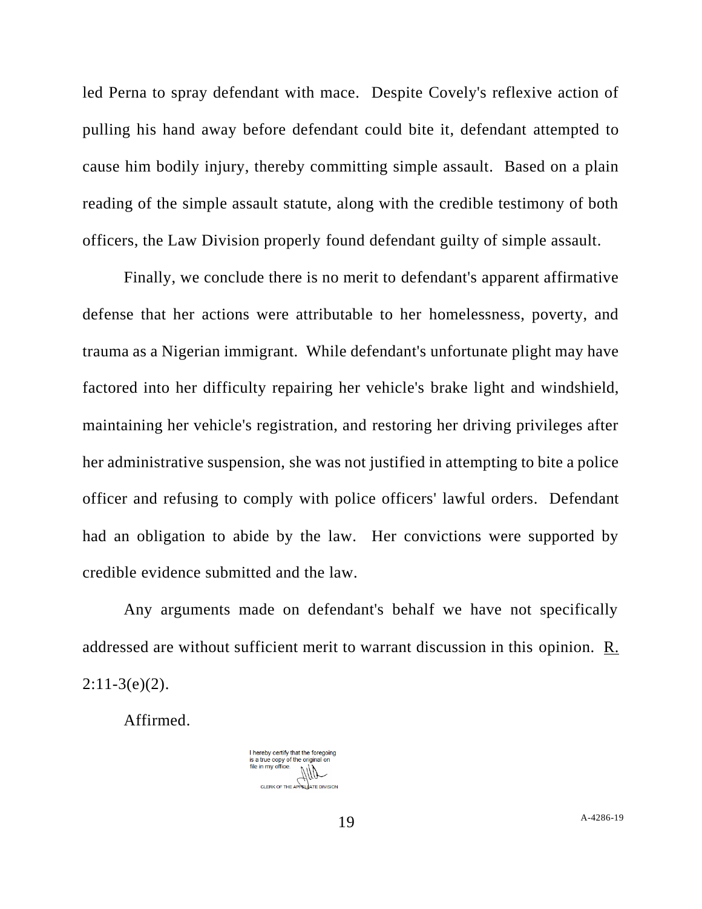led Perna to spray defendant with mace. Despite Covely's reflexive action of pulling his hand away before defendant could bite it, defendant attempted to cause him bodily injury, thereby committing simple assault. Based on a plain reading of the simple assault statute, along with the credible testimony of both officers, the Law Division properly found defendant guilty of simple assault.

Finally, we conclude there is no merit to defendant's apparent affirmative defense that her actions were attributable to her homelessness, poverty, and trauma as a Nigerian immigrant. While defendant's unfortunate plight may have factored into her difficulty repairing her vehicle's brake light and windshield, maintaining her vehicle's registration, and restoring her driving privileges after her administrative suspension, she was not justified in attempting to bite a police officer and refusing to comply with police officers' lawful orders. Defendant had an obligation to abide by the law. Her convictions were supported by credible evidence submitted and the law.

Any arguments made on defendant's behalf we have not specifically addressed are without sufficient merit to warrant discussion in this opinion. R. 2:11-3(e)(2).

Affirmed.

I hereby certify that the foregoing is a true copy of the original on file in my office.

CLERK OF THE APPELLATE DIVISION